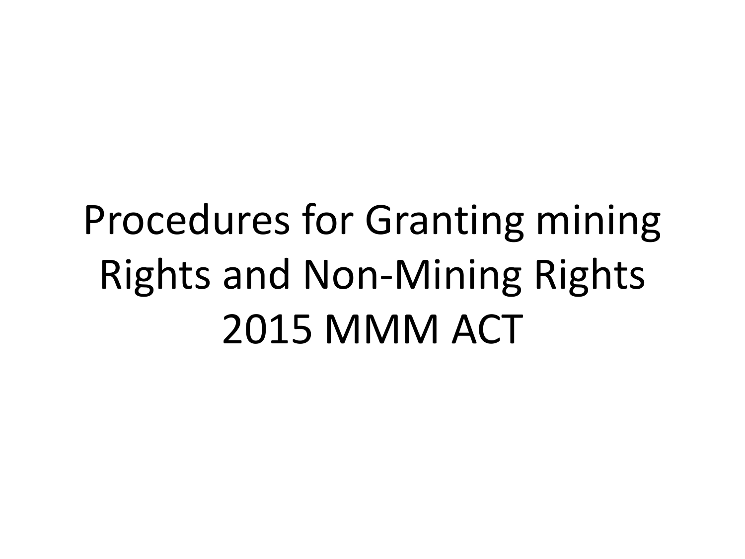# Procedures for Granting mining Rights and Non-Mining Rights 2015 MMM ACT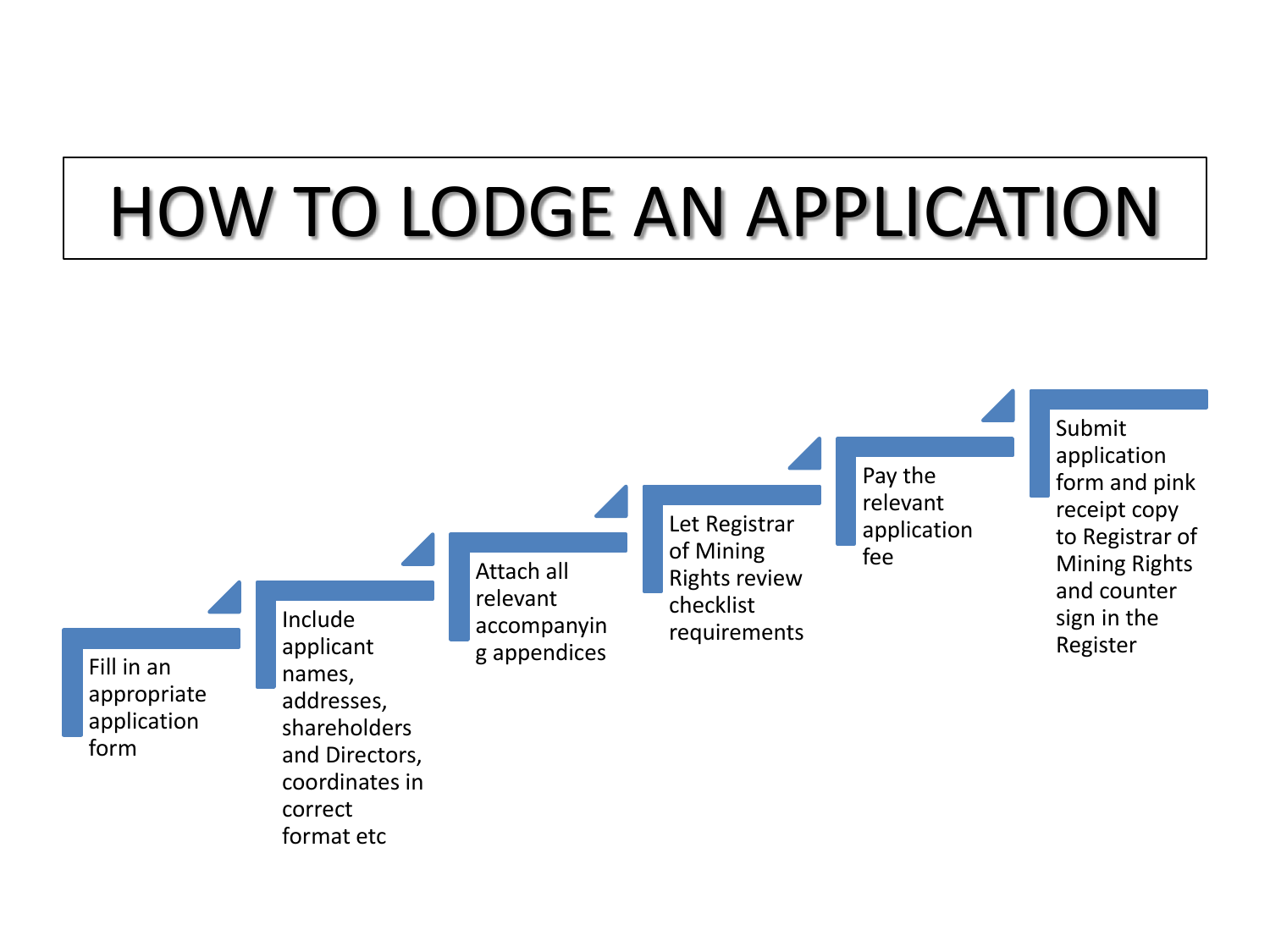# HOW TO LODGE AN APPLICATION

1. Fill in an appropriate application form
2. Include applicant names, addresses, shareholders and Directors, coordinates in correct format etc
3. Attach all relevant accompanying appendices
4. Let Registrar of Mining Rights review checklist requirements
5. Pay the relevant application fee
6. Submit application form and pink receipt copy to Registrar of Mining Rights and counter sign in the Register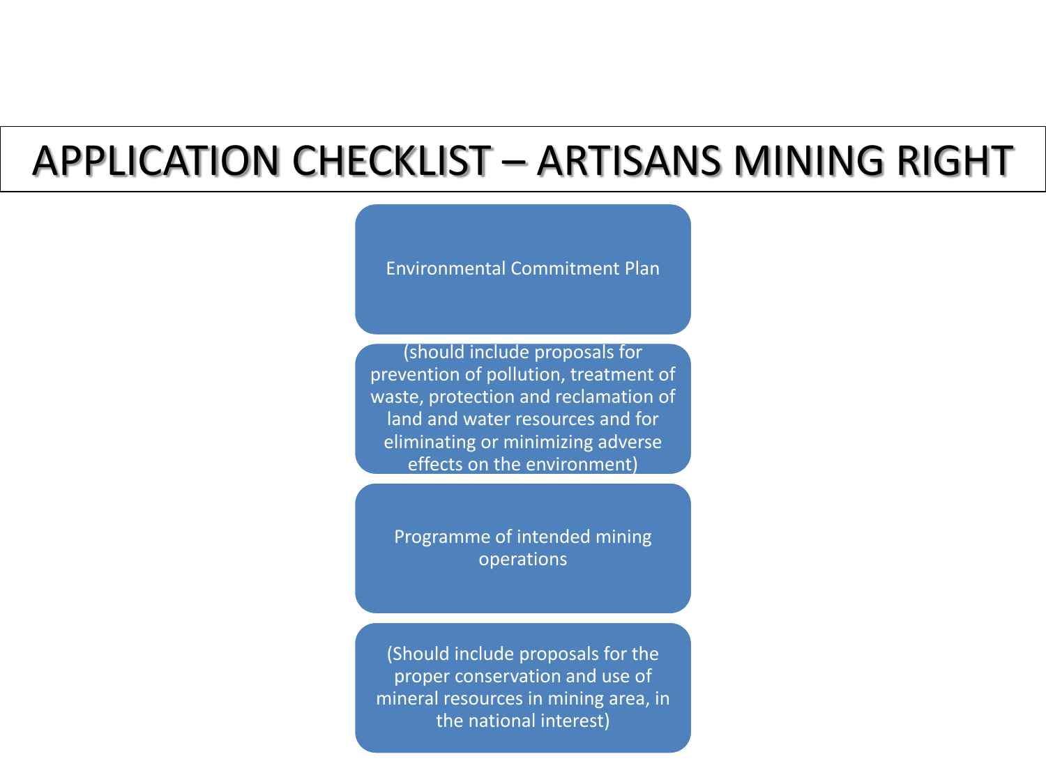# APPLICATION CHECKLIST – ARTISANS MINING RIGHT

Environmental Commitment Plan

(should include proposals for prevention of pollution, treatment of waste, protection and reclamation of land and water resources and for eliminating or minimizing adverse effects on the environment)

Programme of intended mining operations

(Should include proposals for the proper conservation and use of mineral resources in mining area, in the national interest)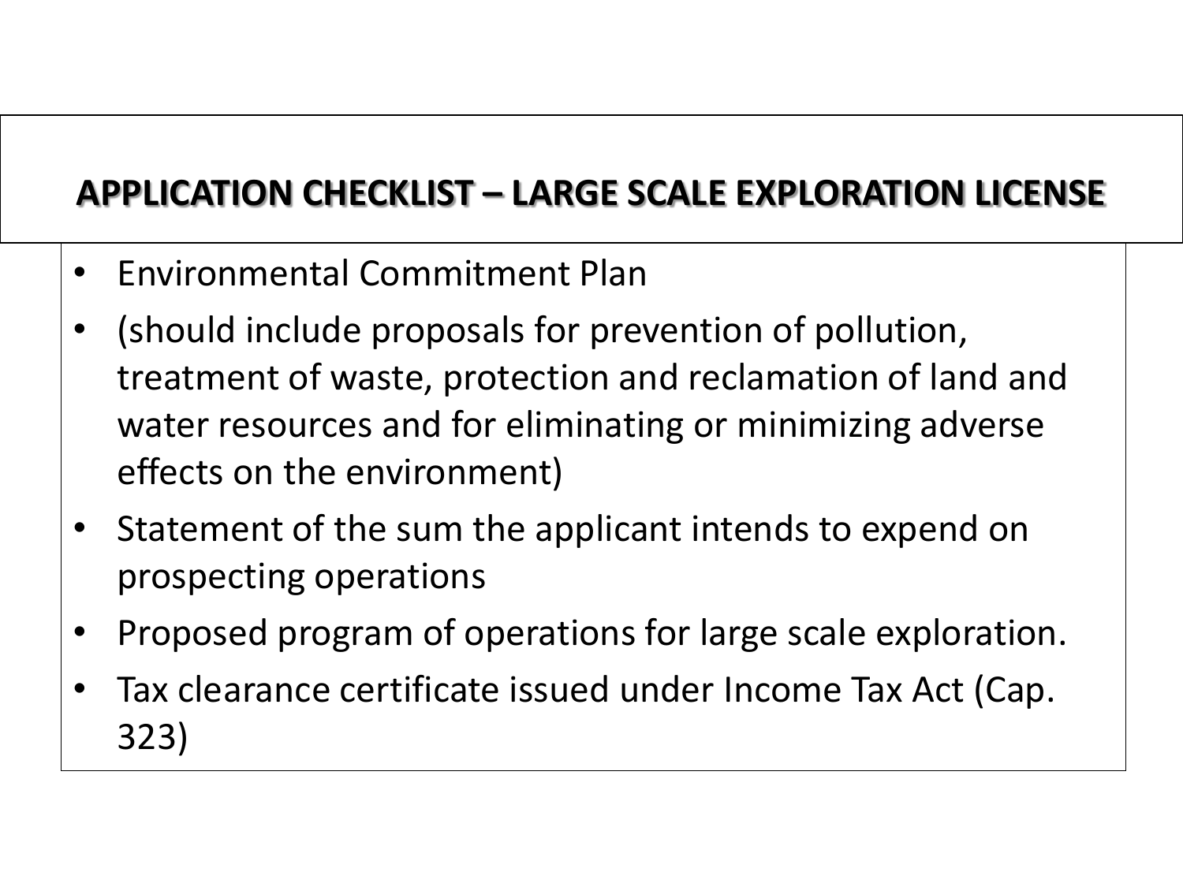## APPLICATION CHECKLIST – LARGE SCALE EXPLORATION LICENSE

- Environmental Commitment Plan
- (should include proposals for prevention of pollution, treatment of waste, protection and reclamation of land and water resources and for eliminating or minimizing adverse effects on the environment)
- Statement of the sum the applicant intends to expend on prospecting operations
- Proposed program of operations for large scale exploration.
- Tax clearance certificate issued under Income Tax Act (Cap. 323)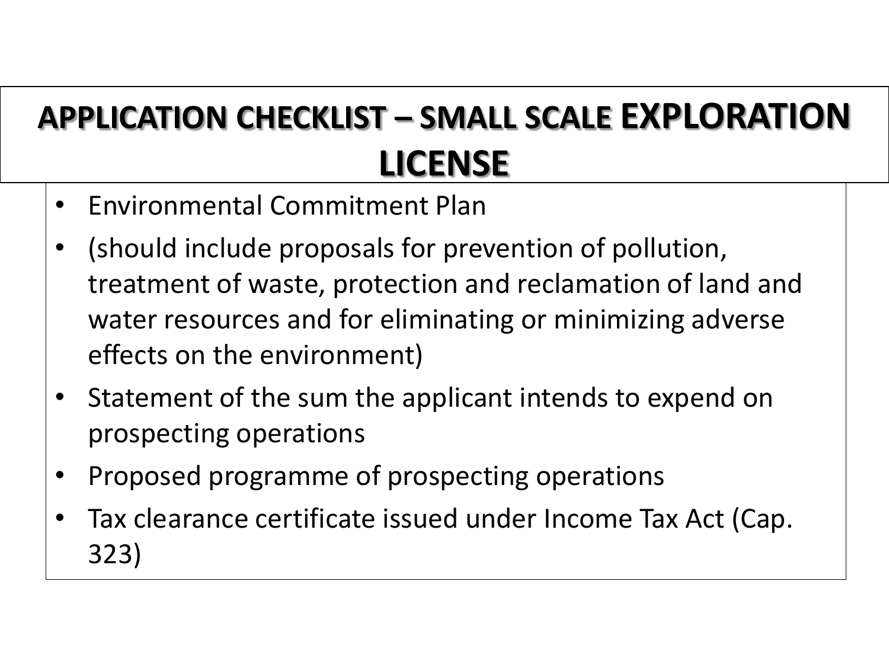# APPLICATION CHECKLIST – SMALL SCALE EXPLORATION LICENSE

- Environmental Commitment Plan
- (should include proposals for prevention of pollution, treatment of waste, protection and reclamation of land and water resources and for eliminating or minimizing adverse effects on the environment)
- Statement of the sum the applicant intends to expend on prospecting operations
- Proposed programme of prospecting operations
- Tax clearance certificate issued under Income Tax Act (Cap. 323)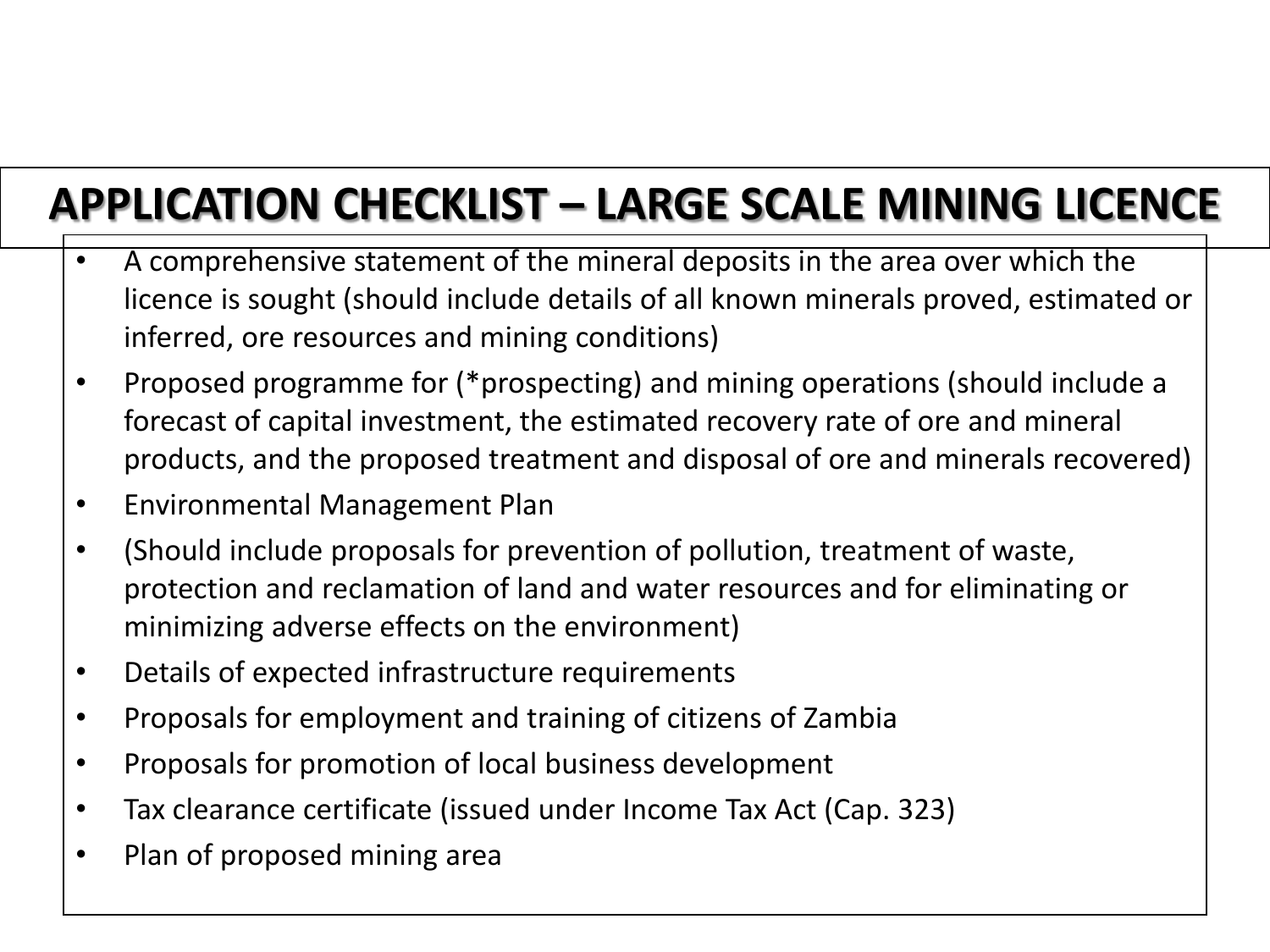# APPLICATION CHECKLIST – LARGE SCALE MINING LICENCE

- A comprehensive statement of the mineral deposits in the area over which the licence is sought (should include details of all known minerals proved, estimated or inferred, ore resources and mining conditions)
- Proposed programme for (*prospecting) and mining operations (should include a forecast of capital investment, the estimated recovery rate of ore and mineral products, and the proposed treatment and disposal of ore and minerals recovered)
- Environmental Management Plan
- (Should include proposals for prevention of pollution, treatment of waste, protection and reclamation of land and water resources and for eliminating or minimizing adverse effects on the environment)
- Details of expected infrastructure requirements
- Proposals for employment and training of citizens of Zambia
- Proposals for promotion of local business development
- Tax clearance certificate (issued under Income Tax Act (Cap. 323)
- Plan of proposed mining area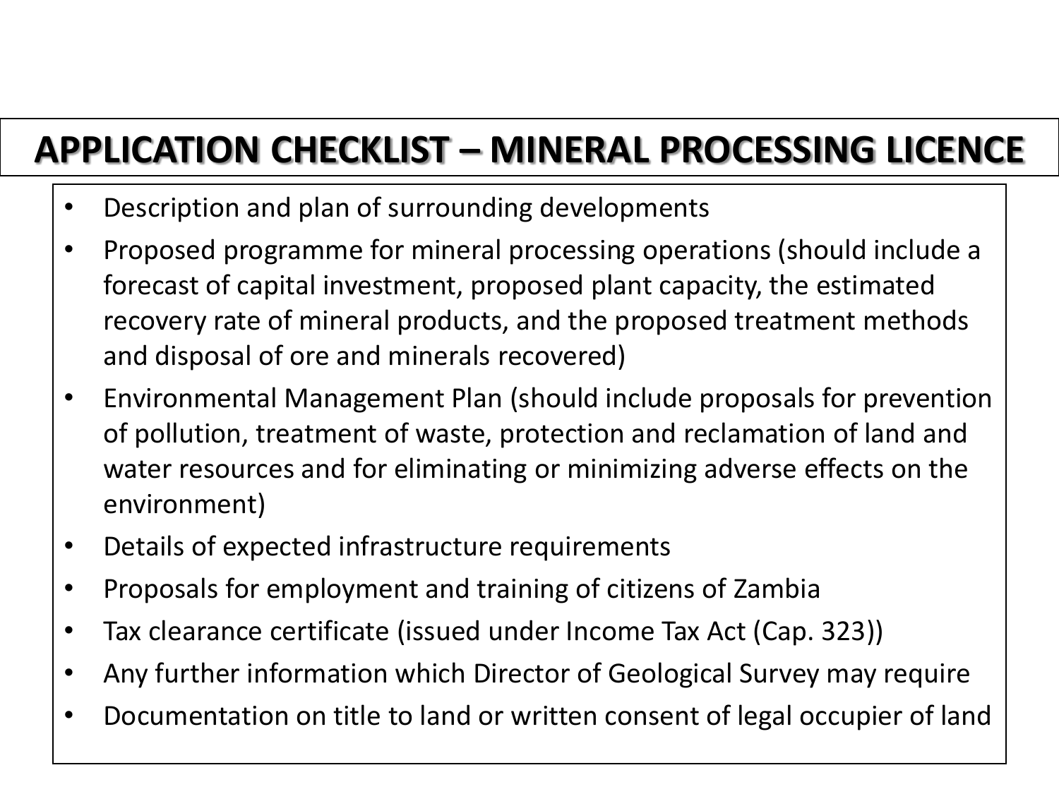# APPLICATION CHECKLIST – MINERAL PROCESSING LICENCE

- Description and plan of surrounding developments
- Proposed programme for mineral processing operations (should include a forecast of capital investment, proposed plant capacity, the estimated recovery rate of mineral products, and the proposed treatment methods and disposal of ore and minerals recovered)
- Environmental Management Plan (should include proposals for prevention of pollution, treatment of waste, protection and reclamation of land and water resources and for eliminating or minimizing adverse effects on the environment)
- Details of expected infrastructure requirements
- Proposals for employment and training of citizens of Zambia
- Tax clearance certificate (issued under Income Tax Act (Cap. 323))
- Any further information which Director of Geological Survey may require
- Documentation on title to land or written consent of legal occupier of land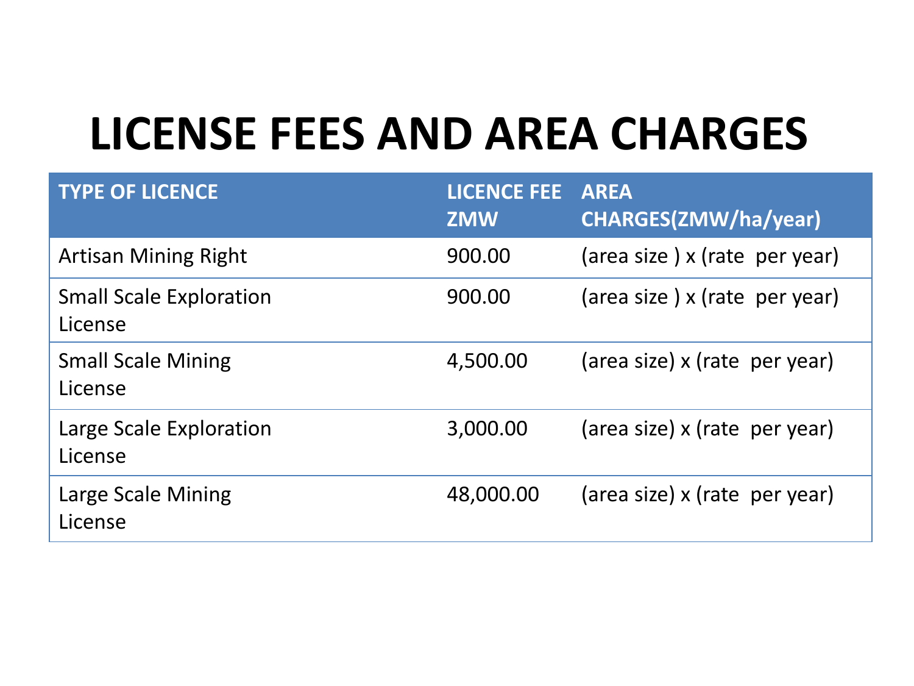# LICENSE FEES AND AREA CHARGES

| TYPE OF LICENCE | LICENCE FEE ZMW | AREA CHARGES(ZMW/ha/year) |
|---|---|---|
| Artisan Mining Right | 900.00 | (area size ) x (rate per year) |
| Small Scale Exploration License | 900.00 | (area size ) x (rate per year) |
| Small Scale Mining License | 4,500.00 | (area size) x (rate per year) |
| Large Scale Exploration License | 3,000.00 | (area size) x (rate per year) |
| Large Scale Mining License | 48,000.00 | (area size) x (rate per year) |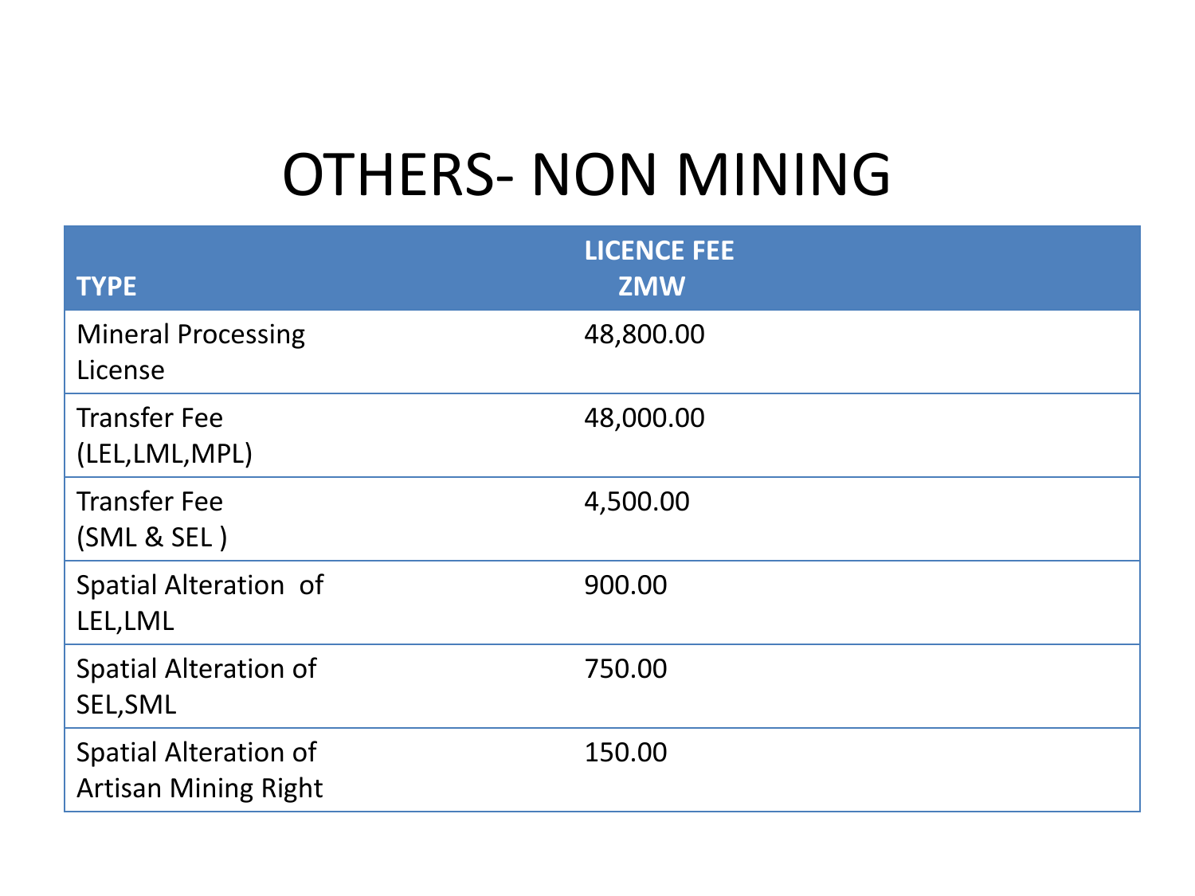# OTHERS- NON MINING

| TYPE | LICENCE FEE ZMW |
|---|---|
| Mineral Processing License | 48,800.00 |
| Transfer Fee (LEL,LML,MPL) | 48,000.00 |
| Transfer Fee (SML & SEL ) | 4,500.00 |
| Spatial Alteration of LEL,LML | 900.00 |
| Spatial Alteration of SEL,SML | 750.00 |
| Spatial Alteration of Artisan Mining Right | 150.00 |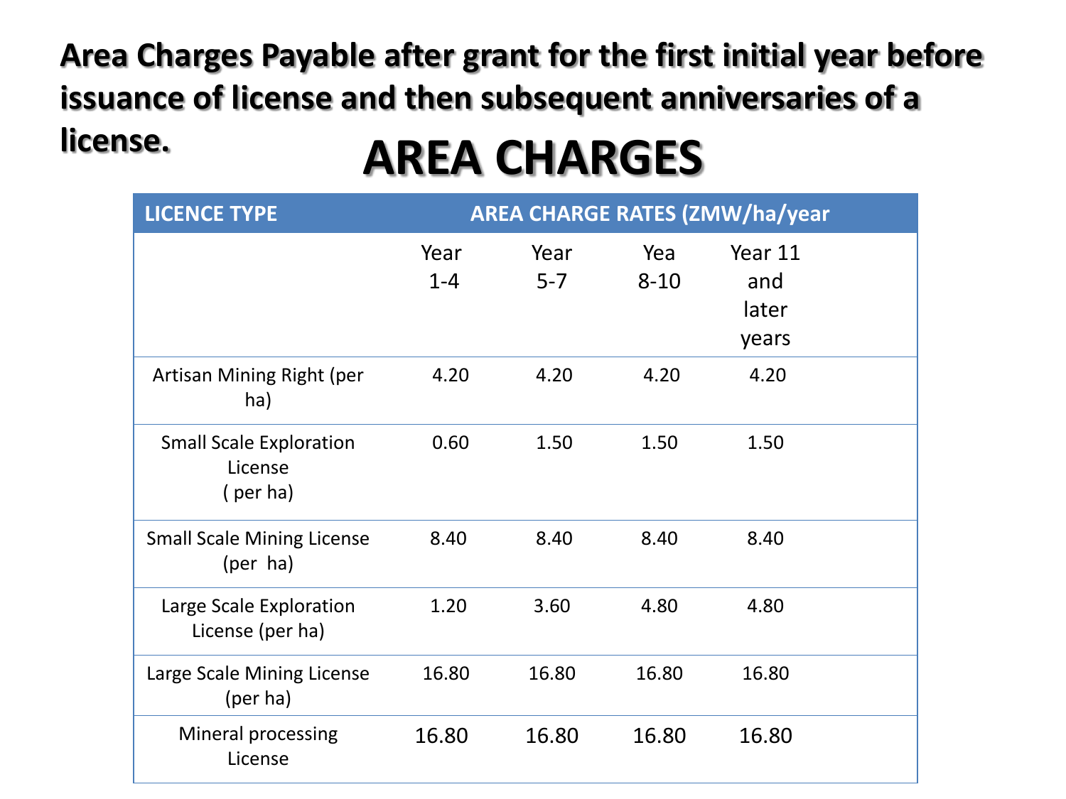**Area Charges Payable after grant for the first initial year before issuance of license and then subsequent anniversaries of a license.**

# AREA CHARGES

| LICENCE TYPE | AREA CHARGE RATES (ZMW/ha/year | | | |
|---|---|---|---|---|
| | Year 1-4 | Year 5-7 | Yea 8-10 | Year 11 and later years |
| Artisan Mining Right (per ha) | 4.20 | 4.20 | 4.20 | 4.20 |
| Small Scale Exploration License ( per ha) | 0.60 | 1.50 | 1.50 | 1.50 |
| Small Scale Mining License (per ha) | 8.40 | 8.40 | 8.40 | 8.40 |
| Large Scale Exploration License (per ha) | 1.20 | 3.60 | 4.80 | 4.80 |
| Large Scale Mining License (per ha) | 16.80 | 16.80 | 16.80 | 16.80 |
| Mineral processing License | 16.80 | 16.80 | 16.80 | 16.80 |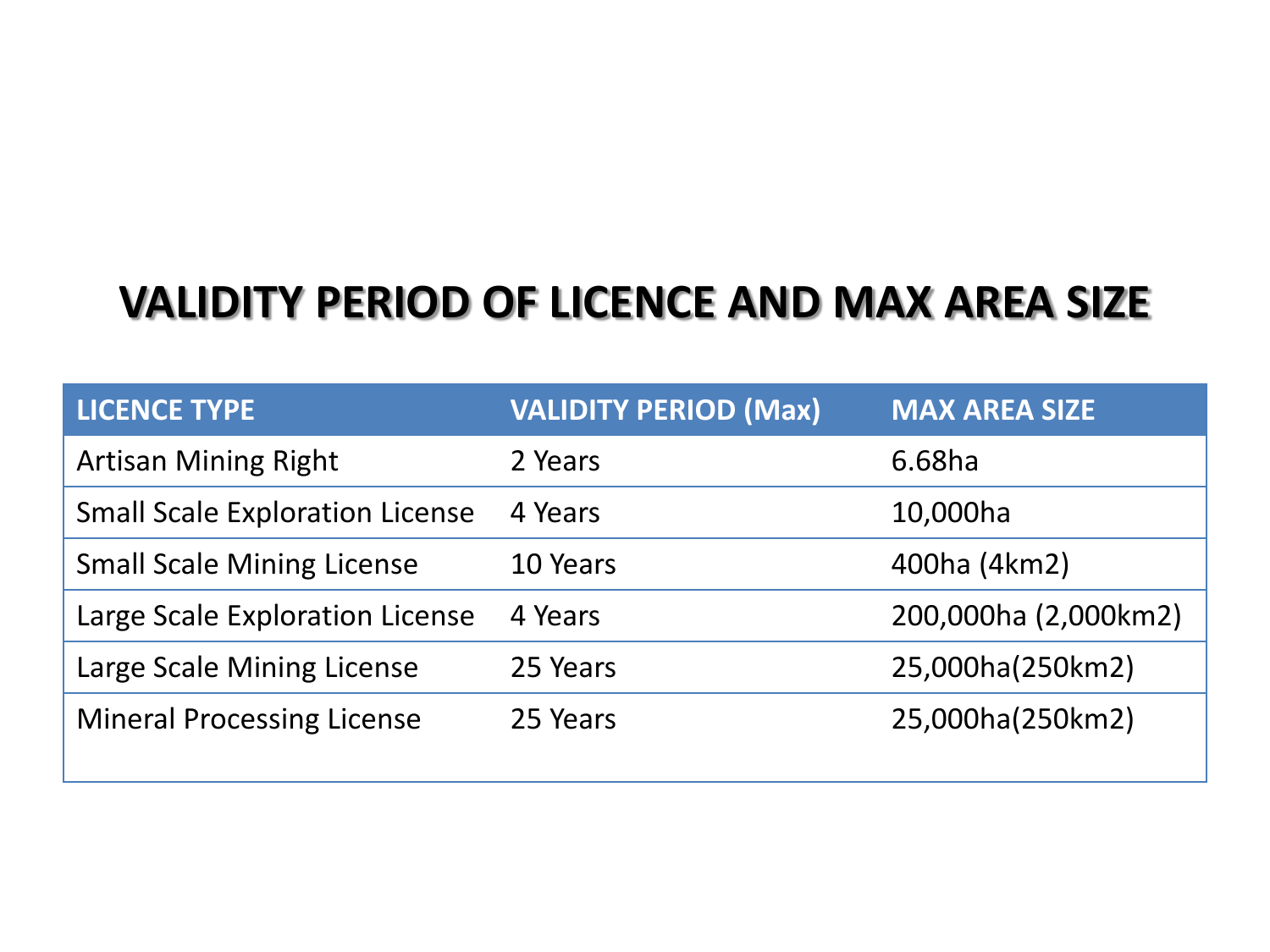# VALIDITY PERIOD OF LICENCE AND MAX AREA SIZE

| LICENCE TYPE | VALIDITY PERIOD (Max) | MAX AREA SIZE |
|---|---|---|
| Artisan Mining Right | 2 Years | 6.68ha |
| Small Scale Exploration License | 4 Years | 10,000ha |
| Small Scale Mining License | 10 Years | 400ha (4km2) |
| Large Scale Exploration License | 4 Years | 200,000ha (2,000km2) |
| Large Scale Mining License | 25 Years | 25,000ha(250km2) |
| Mineral Processing License | 25 Years | 25,000ha(250km2) |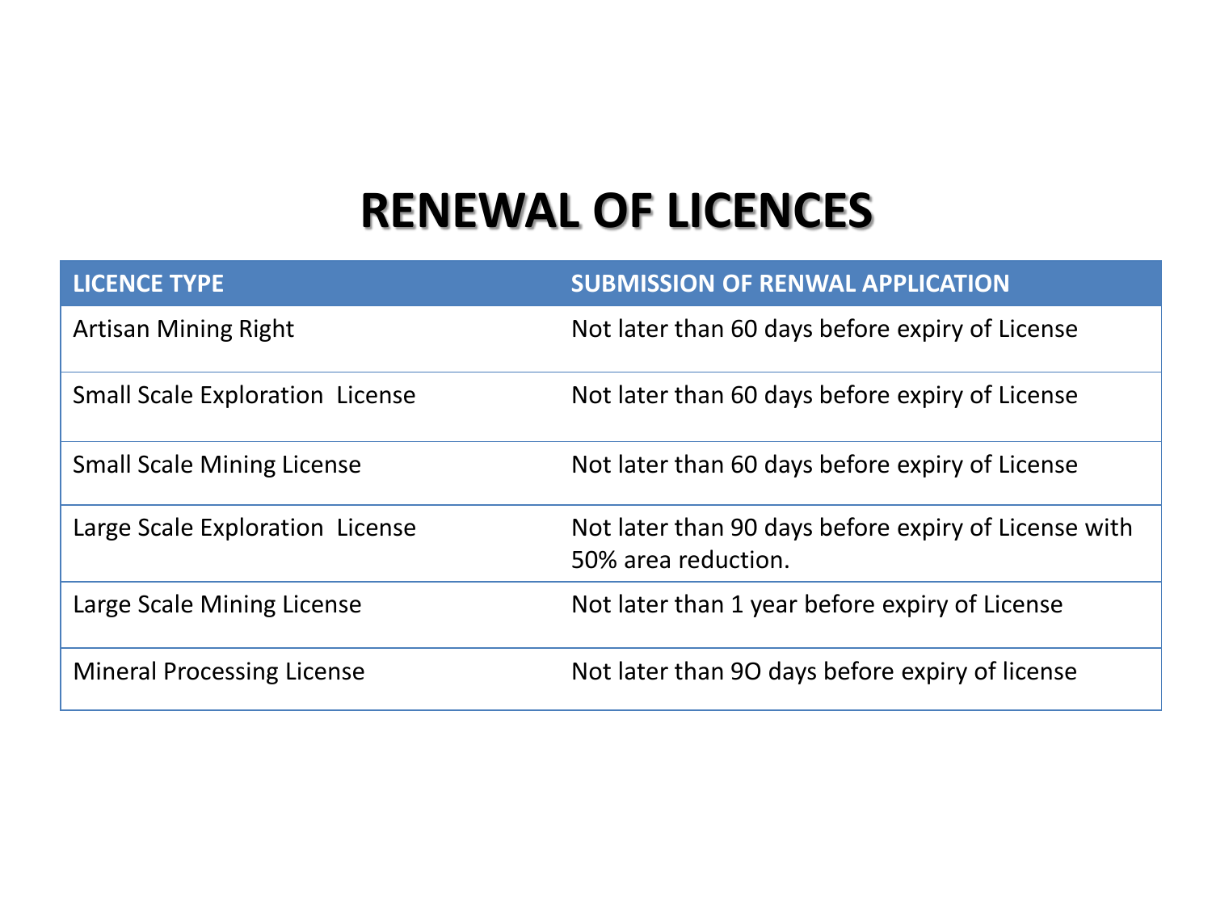# RENEWAL OF LICENCES

| LICENCE TYPE | SUBMISSION OF RENWAL APPLICATION |
| --- | --- |
| Artisan Mining Right | Not later than 60 days before expiry of License |
| Small Scale Exploration License | Not later than 60 days before expiry of License |
| Small Scale Mining License | Not later than 60 days before expiry of License |
| Large Scale Exploration License | Not later than 90 days before expiry of License with 50% area reduction. |
| Large Scale Mining License | Not later than 1 year before expiry of License |
| Mineral Processing License | Not later than 9O days before expiry of license |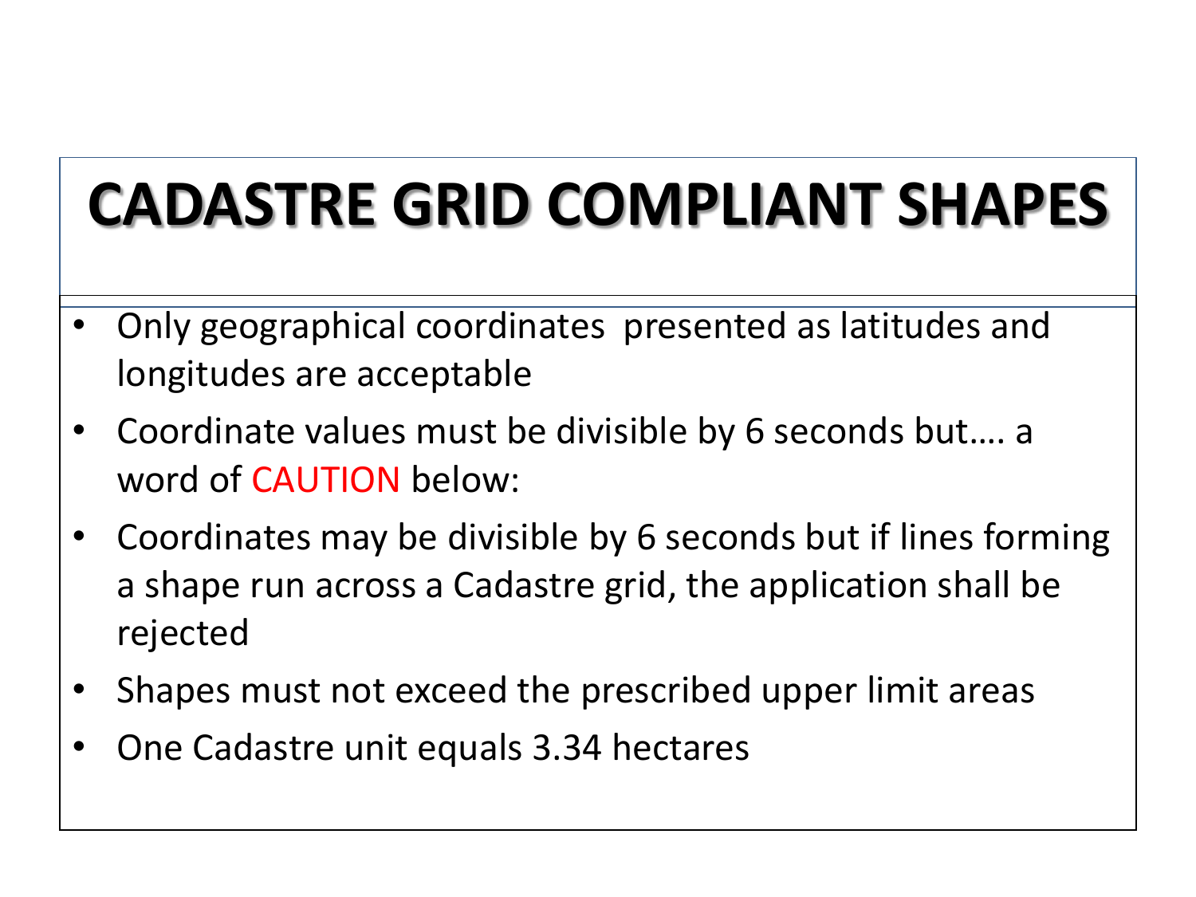# CADASTRE GRID COMPLIANT SHAPES

- Only geographical coordinates presented as latitudes and longitudes are acceptable
- Coordinate values must be divisible by 6 seconds but…. a word of CAUTION below:
- Coordinates may be divisible by 6 seconds but if lines forming a shape run across a Cadastre grid, the application shall be rejected
- Shapes must not exceed the prescribed upper limit areas
- One Cadastre unit equals 3.34 hectares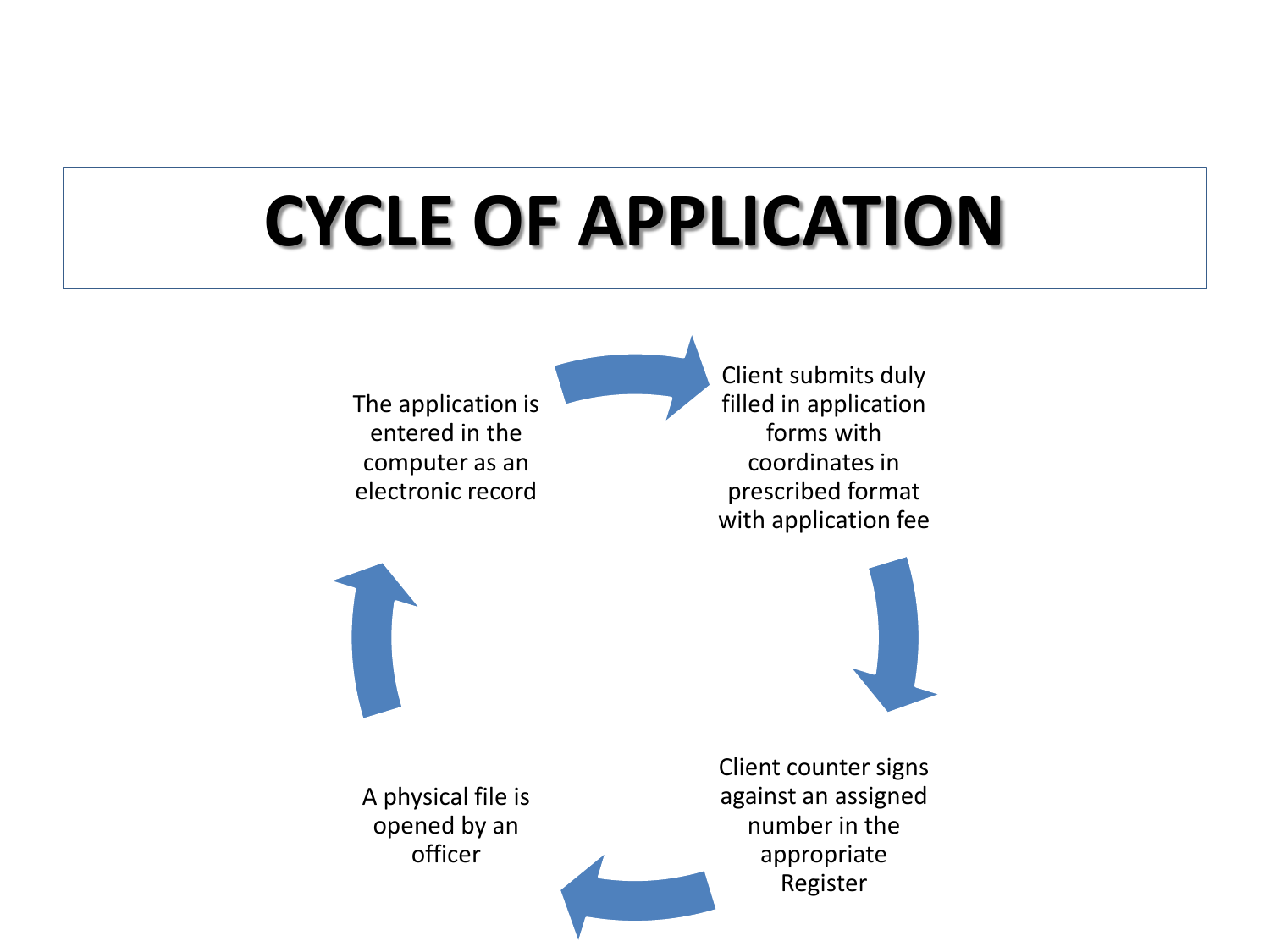# CYCLE OF APPLICATION

1. Client submits duly filled in application forms with coordinates in prescribed format with application fee
2. Client counter signs against an assigned number in the appropriate Register
3. A physical file is opened by an officer
4. The application is entered in the computer as an electronic record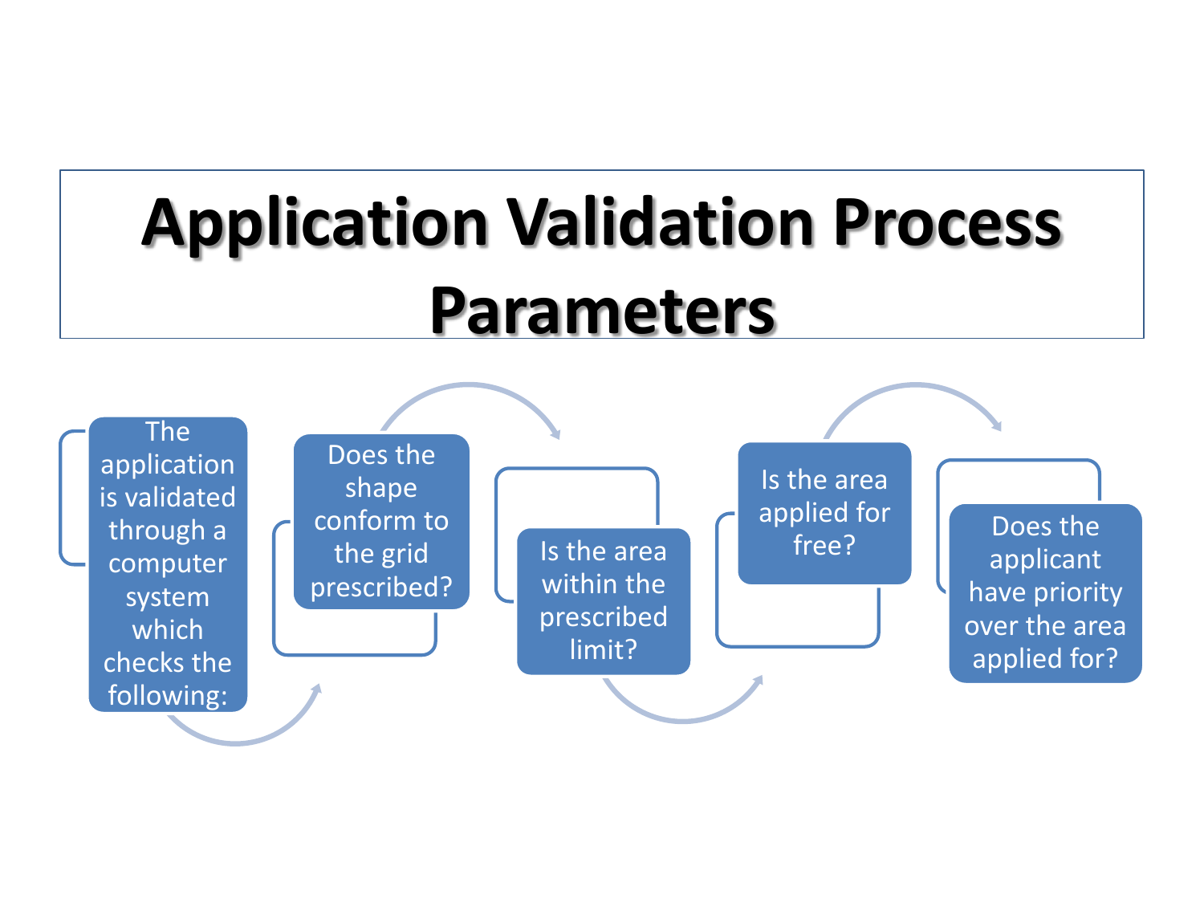# Application Validation Process Parameters

- The application is validated through a computer system which checks the following:
- Does the shape conform to the grid prescribed?
- Is the area within the prescribed limit?
- Is the area applied for free?
- Does the applicant have priority over the area applied for?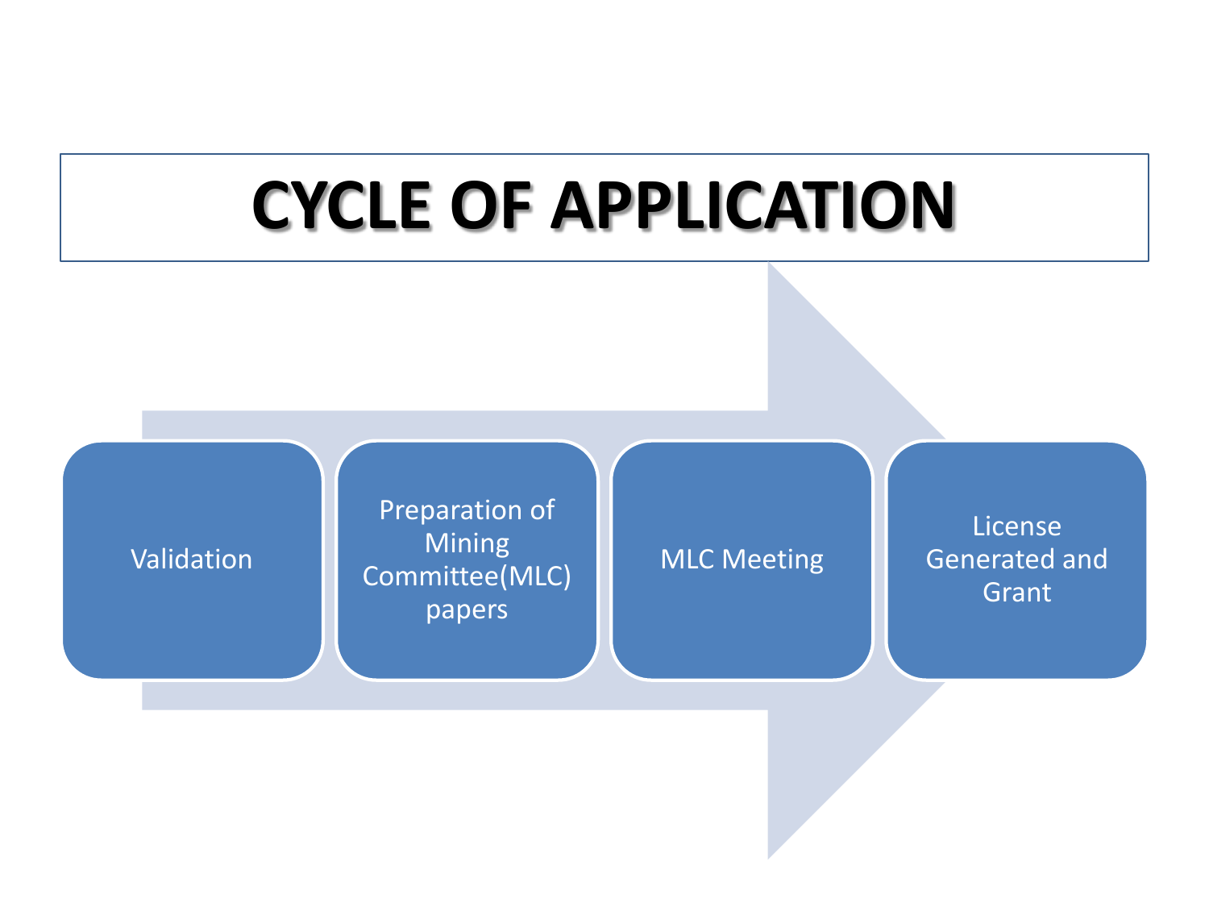# CYCLE OF APPLICATION

1. Validation
2. Preparation of Mining Committee(MLC) papers
3. MLC Meeting
4. License Generated and Grant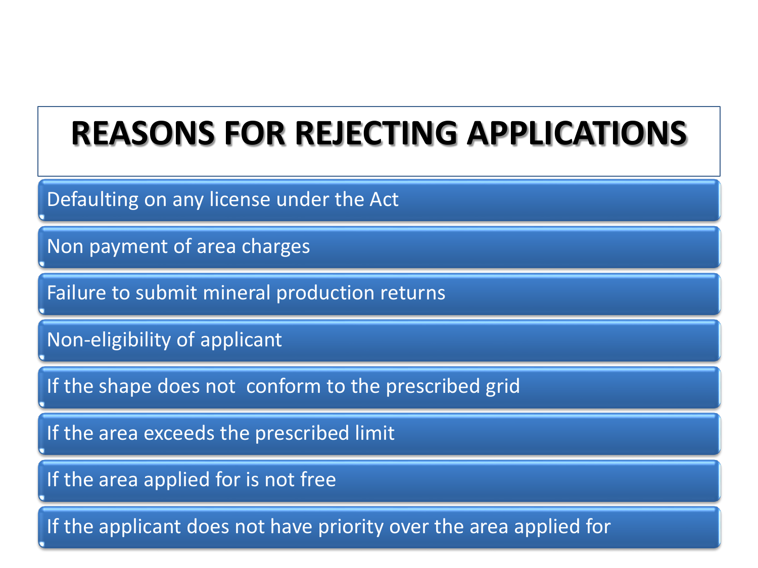# REASONS FOR REJECTING APPLICATIONS

- Defaulting on any license under the Act
- Non payment of area charges
- Failure to submit mineral production returns
- Non-eligibility of applicant
- If the shape does not conform to the prescribed grid
- If the area exceeds the prescribed limit
- If the area applied for is not free
- If the applicant does not have priority over the area applied for